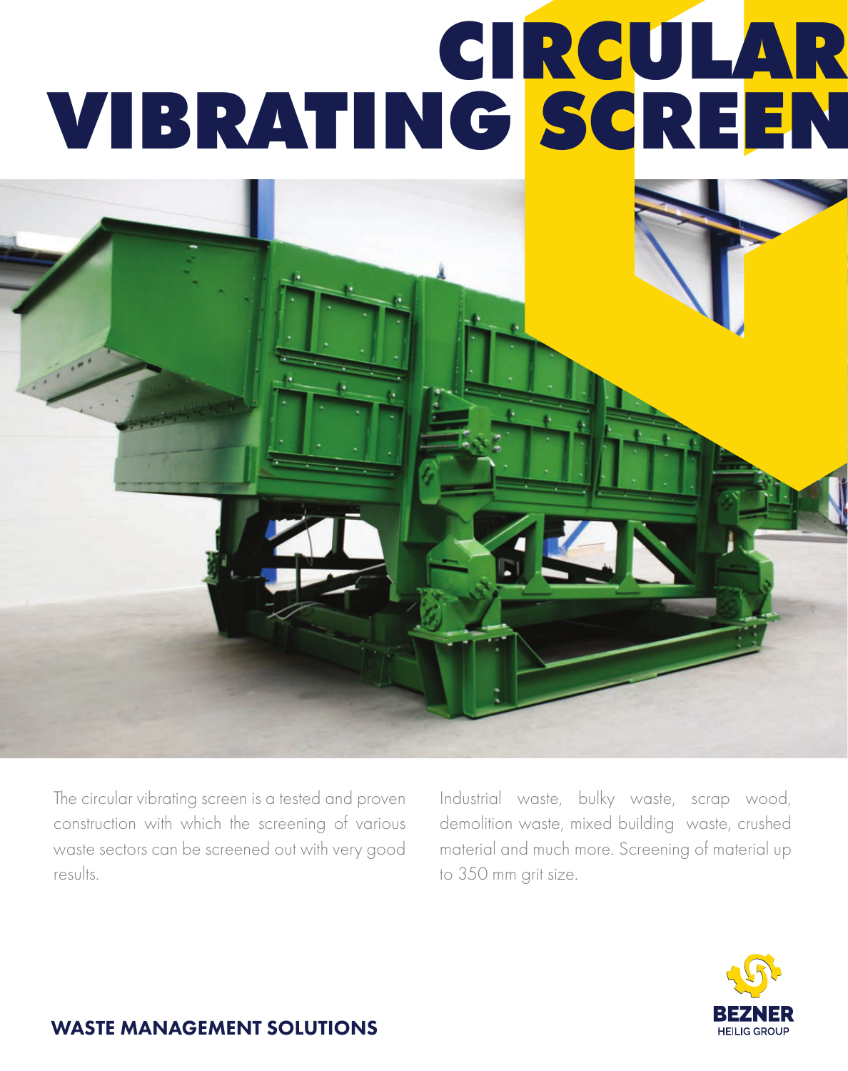# CIRCULAR VIBRATING SCREEN

The circular vibrating screen is a tested and proven construction with which the screening of various waste sectors can be screened out with very good results.

Industrial waste, bulky waste, scrap wood, demolition waste, mixed building waste, crushed material and much more. Screening of material up to 350 mm grit size.

**WASTE MANAGEMENT SOLUTIONS**

BEZNER
HEILIG GROUP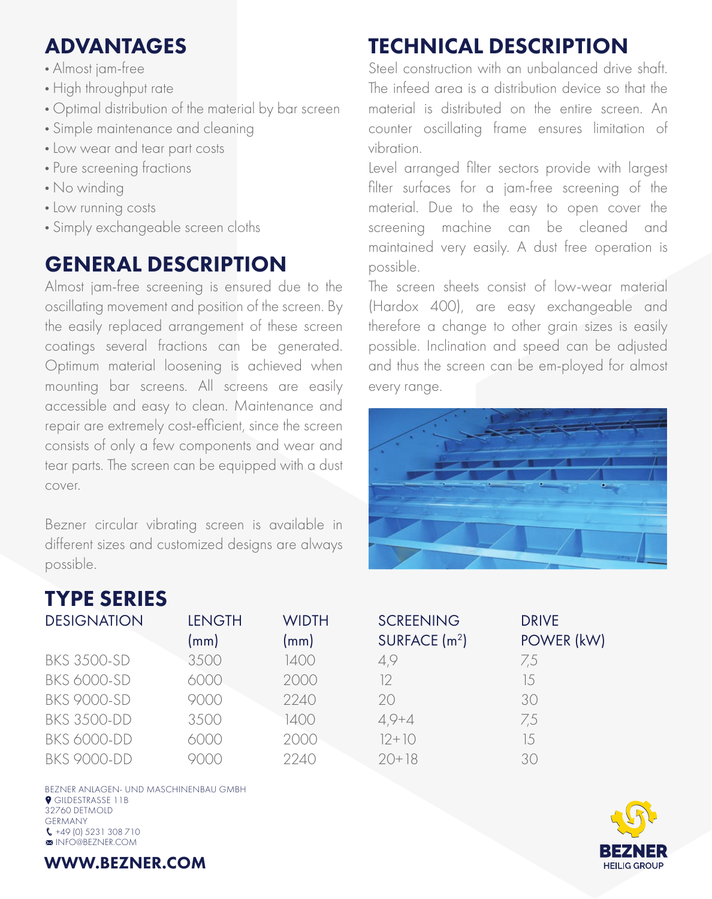## ADVANTAGES

- Almost jam-free
- High throughput rate
- Optimal distribution of the material by bar screen
- Simple maintenance and cleaning
- Low wear and tear part costs
- Pure screening fractions
- No winding
- Low running costs
- Simply exchangeable screen cloths

## GENERAL DESCRIPTION

Almost jam-free screening is ensured due to the oscillating movement and position of the screen. By the easily replaced arrangement of these screen coatings several fractions can be generated. Optimum material loosening is achieved when mounting bar screens. All screens are easily accessible and easy to clean. Maintenance and repair are extremely cost-efficient, since the screen consists of only a few components and wear and tear parts. The screen can be equipped with a dust cover.

Bezner circular vibrating screen is available in different sizes and customized designs are always possible.

## TECHNICAL DESCRIPTION

Steel construction with an unbalanced drive shaft. The infeed area is a distribution device so that the material is distributed on the entire screen. An counter oscillating frame ensures limitation of vibration.

Level arranged filter sectors provide with largest filter surfaces for a jam-free screening of the material. Due to the easy to open cover the screening machine can be cleaned and maintained very easily. A dust free operation is possible.

The screen sheets consist of low-wear material (Hardox 400), are easy exchangeable and therefore a change to other grain sizes is easily possible. Inclination and speed can be adjusted and thus the screen can be em-ployed for almost every range.

## TYPE SERIES

| DESIGNATION | LENGTH (mm) | WIDTH (mm) | SCREENING SURFACE ($m^2$) | DRIVE POWER (kW) |
|---|---|---|---|---|
| BKS 3500-SD | 3500 | 1400 | 4,9 | 7,5 |
| BKS 6000-SD | 6000 | 2000 | 12 | 15 |
| BKS 9000-SD | 9000 | 2240 | 20 | 30 |
| BKS 3500-DD | 3500 | 1400 | 4,9+4 | 7,5 |
| BKS 6000-DD | 6000 | 2000 | 12+10 | 15 |
| BKS 9000-DD | 9000 | 2240 | 20+18 | 30 |

BEZNER ANLAGEN- UND MASCHINENBAU GMBH
GILDESTRASSE 11B
32760 DETMOLD
GERMANY
+49 (0) 5231 308 710
INFO@BEZNER.COM

**WWW.BEZNER.COM**

BEZNER
HEILIG GROUP